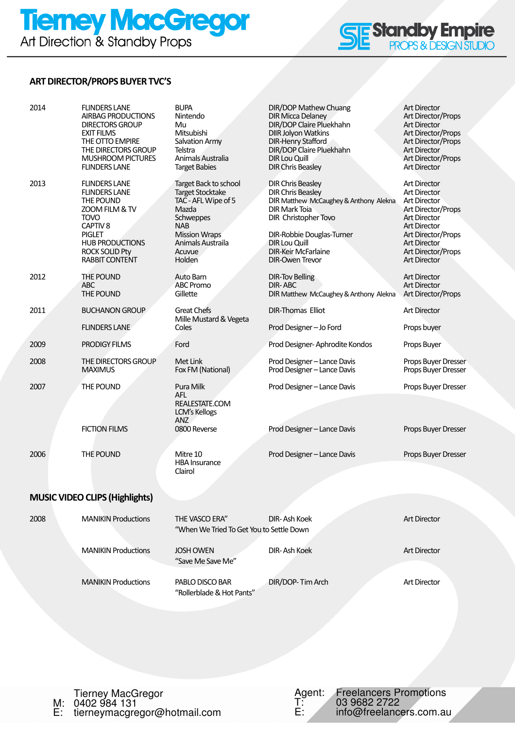# Tierney MacGregor
Art Direction & Standby Props

**Standby Empire**
PROPS & DESIGN STUDIO

## ART DIRECTOR/PROPS BUYER TVC'S

| Year | Production Company | Client | Director / Designer | Role |
|---|---|---|---|---|
| 2014 | FLINDERS LANE | BUPA | DIR/DOP Mathew Chuang | Art Director |
| | AIRBAG PRODUCTIONS | Nintendo | DIR Micca Delaney | Art Director/Props |
| | DIRECTORS GROUP | Mu | DIR/DOP Claire Pluekhahn | Art Director |
| | EXIT FILMS | Mitsubishi | DIIR Jolyon Watkins | Art Director/Props |
| | THE OTTO EMPIRE | Salvation Army | DIR-Henry Stafford | Art Director/Props |
| | THE DIRECTORS GROUP | Telstra | DIR/DOP Claire Pluekhahn | Art Director |
| | MUSHROOM PICTURES | Animals Australia | DIR Lou Quill | Art Director/Props |
| | FLINDERS LANE | Target Babies | DIR Chris Beasley | Art Director |
| 2013 | FLINDERS LANE | Target Back to school | DIR Chris Beasley | Art Director |
| | FLINDERS LANE | Target Stocktake | DIR Chris Beasley | Art Director |
| | THE POUND | TAC - AFL Wipe of 5 | DIR Matthew McCaughey & Anthony Alekna | Art Director |
| | ZOOM FILM & TV | Mazda | DIR Mark Toia | Art Director/Props |
| | TOVO | Schweppes | DIR Christopher Tovo | Art Director |
| | CAPTIV 8 | NAB | | Art Director |
| | PIGLET | Mission Wraps | DIR-Robbie Douglas-Turner | Art Director/Props |
| | HUB PRODUCTIONS | Animals Austraila | DIR Lou Quill | Art Director |
| | ROCK SOLID Pty | Acuvue | DIR-Keir McFarlaine | Art Director/Props |
| | RABBIT CONTENT | Holden | DIR-Owen Trevor | Art Director |
| 2012 | THE POUND | Auto Barn | DIR-Tov Belling | Art Director |
| | ABC | ABC Promo | DIR- ABC | Art Director |
| | THE POUND | Gillette | DIR Matthew McCaughey & Anthony Alekna | Art Director/Props |
| 2011 | BUCHANON GROUP | Great Chefs<br>Mille Mustard & Vegeta | DIR-Thomas Elliot | Art Director |
| | FLINDERS LANE | Coles | Prod Designer – Jo Ford | Props buyer |
| 2009 | PRODIGY FILMS | Ford | Prod Designer- Aphrodite Kondos | Props Buyer |
| 2008 | THE DIRECTORS GROUP | Met Link | Prod Designer – Lance Davis | Props Buyer Dresser |
| | MAXIMUS | Fox FM (National) | Prod Designer – Lance Davis | Props Buyer Dresser |
| 2007 | THE POUND | Pura Milk<br>AFL<br>REALESTATE.COM<br>LCM's Kellogs<br>ANZ | Prod Designer – Lance Davis | Props Buyer Dresser |
| | FICTION FILMS | 0800 Reverse | Prod Designer – Lance Davis | Props Buyer Dresser |
| 2006 | THE POUND | Mitre 10<br>HBA Insurance<br>Clairol | Prod Designer – Lance Davis | Props Buyer Dresser |

## MUSIC VIDEO CLIPS (Highlights)

| Year | Production Company | Artist / Title | Director | Role |
|---|---|---|---|---|
| 2008 | MANIKIN Productions | THE VASCO ERA"<br>"When We Tried To Get You to Settle Down | DIR- Ash Koek | Art Director |
| | MANIKIN Productions | JOSH OWEN<br>"Save Me Save Me" | DIR- Ash Koek | Art Director |
| | MANIKIN Productions | PABLO DISCO BAR<br>"Rollerblade & Hot Pants" | DIR/DOP- Tim Arch | Art Director |

Tierney MacGregor
M: 0402 984 131
E: tierneymacgregor@hotmail.com

Agent: Freelancers Promotions
T: 03 9682 2722
E: info@freelancers.com.au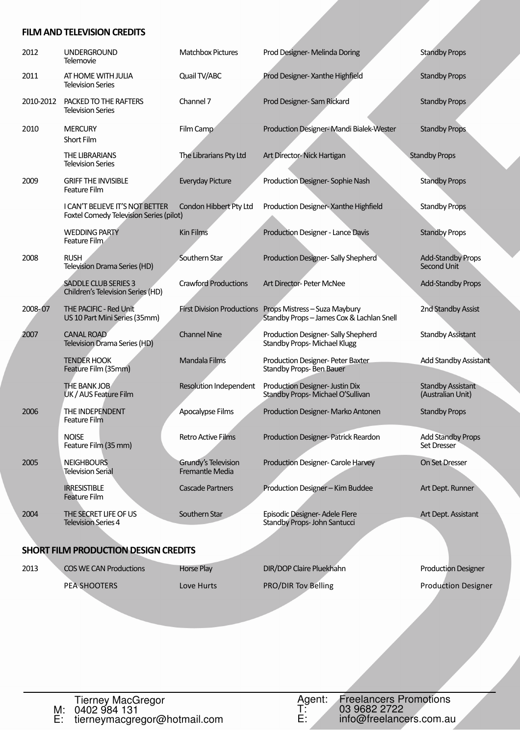## FILM AND TELEVISION CREDITS

| Year | Production | Company | Designer | Role |
|---|---|---|---|---|
| 2012 | UNDERGROUND<br>Telemovie | Matchbox Pictures | Prod Designer- Melinda Doring | Standby Props |
| 2011 | AT HOME WITH JULIA<br>Television Series | Quail TV/ABC | Prod Designer- Xanthe Highfield | Standby Props |
| 2010-2012 | PACKED TO THE RAFTERS<br>Television Series | Channel 7 | Prod Designer- Sam Rickard | Standby Props |
| 2010 | MERCURY<br>Short Film | Film Camp | Production Designer- Mandi Bialek-Wester | Standby Props |
| | THE LIBRARIANS<br>Television Series | The Librarians Pty Ltd | Art Director- Nick Hartigan | Standby Props |
| 2009 | GRIFF THE INVISIBLE<br>Feature Film | Everyday Picture | Production Designer- Sophie Nash | Standby Props |
| | I CAN'T BELIEVE IT'S NOT BETTER<br>Foxtel Comedy Television Series (pilot) | Condon Hibbert Pty Ltd | Production Designer- Xanthe Highfield | Standby Props |
| | WEDDING PARTY<br>Feature Film | Kin Films | Production Designer - Lance Davis | Standby Props |
| 2008 | RUSH<br>Television Drama Series (HD) | Southern Star | Production Designer- Sally Shepherd | Add-Standby Props<br>Second Unit |
| | SADDLE CLUB SERIES 3<br>Children's Television Series (HD) | Crawford Productions | Art Director- Peter McNee | Add-Standby Props |
| 2008- 07 | THE PACIFIC - Red Unit<br>US 10 Part Mini Series (35mm) | First Division Productions | Props Mistress – Suza Maybury<br>Standby Props – James Cox & Lachlan Snell | 2nd Standby Assist |
| 2007 | CANAL ROAD<br>Television Drama Series (HD) | Channel Nine | Production Designer- Sally Shepherd<br>Standby Props- Michael Klugg | Standby Assistant |
| | TENDER HOOK<br>Feature Film (35mm) | Mandala Films | Production Designer- Peter Baxter<br>Standby Props- Ben Bauer | Add Standby Assistant |
| | THE BANK JOB<br>UK / AUS Feature Film | Resolution Independent | Production Designer- Justin Dix<br>Standby Props- Michael O'Sullivan | Standby Assistant<br>(Australian Unit) |
| 2006 | THE INDEPENDENT<br>Feature Film | Apocalypse Films | Production Designer- Marko Antonen | Standby Props |
| | NOISE<br>Feature Film (35 mm) | Retro Active Films | Production Designer- Patrick Reardon | Add Standby Props<br>Set Dresser |
| 2005 | NEIGHBOURS<br>Television Serial | Grundy's Television<br>Fremantle Media | Production Designer- Carole Harvey | On Set Dresser |
| | IRRESISTIBLE<br>Feature Film | Cascade Partners | Production Designer – Kim Buddee | Art Dept. Runner |
| 2004 | THE SECRET LIFE OF US<br>Television Series 4 | Southern Star | Episodic Designer- Adele Flere<br>Standby Props- John Santucci | Art Dept. Assistant |

## SHORT FILM PRODUCTION DESIGN CREDITS

| Year | Production | Title | Director | Role |
|---|---|---|---|---|
| 2013 | COS WE CAN Productions | Horse Play | DIR/DOP Claire Pluekhahn | Production Designer |
| | PEA SHOOTERS | Love Hurts | PRO/DIR Tov Belling | Production Designer |

Tierney MacGregor
M: 0402 984 131
E: tierneymacgregor@hotmail.com

Agent: Freelancers Promotions
T: 03 9682 2722
E: info@freelancers.com.au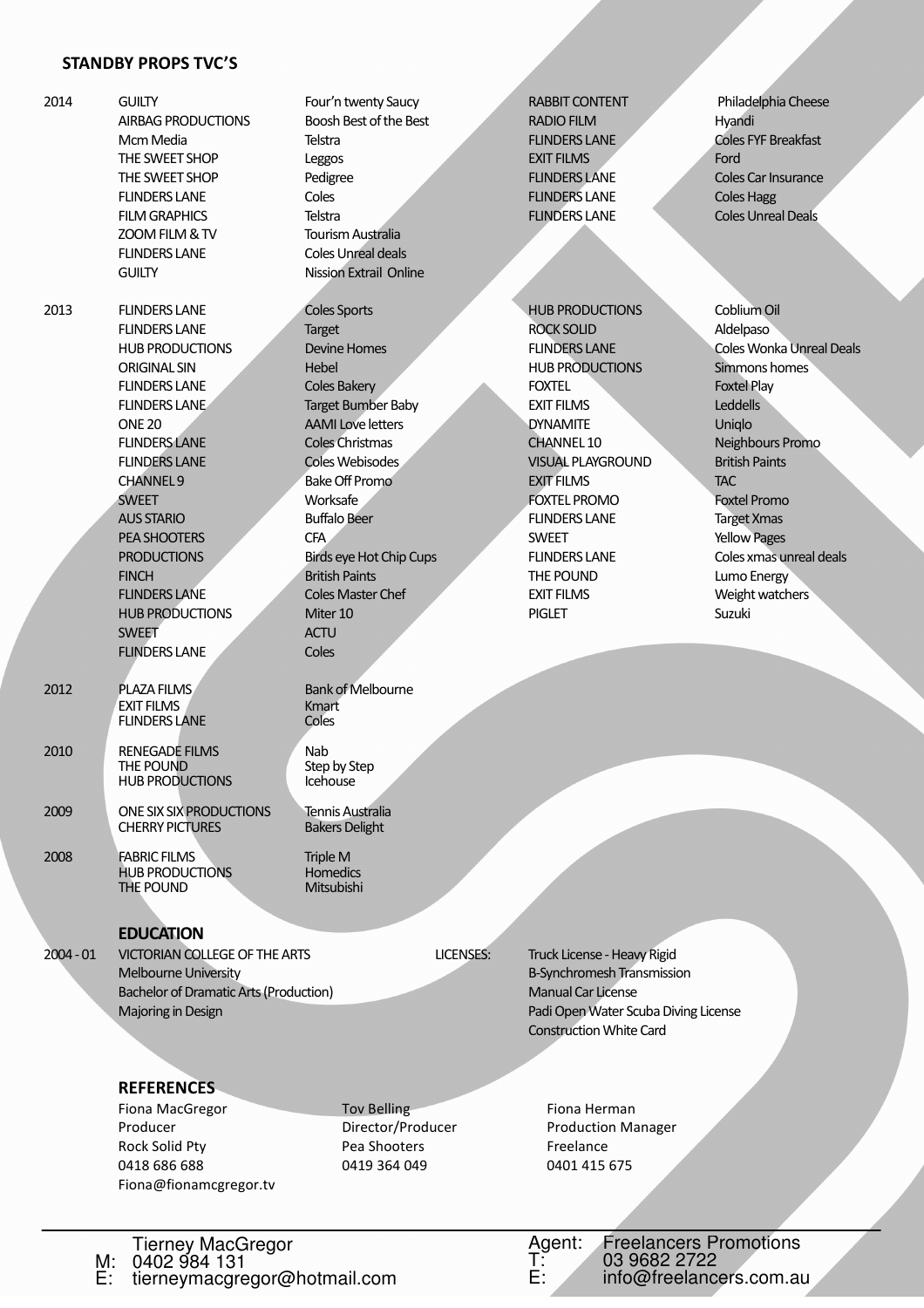## STANDBY PROPS TVC'S

| Year | Production Company | Client |
|---|---|---|
| 2014 | GUILTY | Four'n twenty Saucy |
| | AIRBAG PRODUCTIONS | Boosh Best of the Best |
| | Mcm Media | Telstra |
| | THE SWEET SHOP | Leggos |
| | THE SWEET SHOP | Pedigree |
| | FLINDERS LANE | Coles |
| | FILM GRAPHICS | Telstra |
| | ZOOM FILM & TV | Tourism Australia |
| | FLINDERS LANE | Coles Unreal deals |
| | GUILTY | Nission Extrail Online |
| | RABBIT CONTENT | Philadelphia Cheese |
| | RADIO FILM | Hyandi |
| | FLINDERS LANE | Coles FYF Breakfast |
| | EXIT FILMS | Ford |
| | FLINDERS LANE | Coles Car Insurance |
| | FLINDERS LANE | Coles Hagg |
| | FLINDERS LANE | Coles Unreal Deals |
| 2013 | FLINDERS LANE | Coles Sports |
| | FLINDERS LANE | Target |
| | HUB PRODUCTIONS | Devine Homes |
| | ORIGINAL SIN | Hebel |
| | FLINDERS LANE | Coles Bakery |
| | FLINDERS LANE | Target Bumber Baby |
| | ONE 20 | AAMI Love letters |
| | FLINDERS LANE | Coles Christmas |
| | FLINDERS LANE | Coles Webisodes |
| | CHANNEL 9 | Bake Off Promo |
| | SWEET | Worksafe |
| | AUS STARIO | Buffalo Beer |
| | PEA SHOOTERS | CFA |
| | PRODUCTIONS | Birds eye Hot Chip Cups |
| | FINCH | British Paints |
| | FLINDERS LANE | Coles Master Chef |
| | HUB PRODUCTIONS | Miter 10 |
| | SWEET | ACTU |
| | FLINDERS LANE | Coles |
| | HUB PRODUCTIONS | Coblium Oil |
| | ROCK SOLID | Aldelpaso |
| | FLINDERS LANE | Coles Wonka Unreal Deals |
| | HUB PRODUCTIONS | Simmons homes |
| | FOXTEL | Foxtel Play |
| | EXIT FILMS | Leddells |
| | DYNAMITE | Uniqlo |
| | CHANNEL 10 | Neighbours Promo |
| | VISUAL PLAYGROUND | British Paints |
| | EXIT FILMS | TAC |
| | FOXTEL PROMO | Foxtel Promo |
| | FLINDERS LANE | Target Xmas |
| | SWEET | Yellow Pages |
| | FLINDERS LANE | Coles xmas unreal deals |
| | THE POUND | Lumo Energy |
| | EXIT FILMS | Weight watchers |
| | PIGLET | Suzuki |
| 2012 | PLAZA FILMS | Bank of Melbourne |
| | EXIT FILMS | Kmart |
| | FLINDERS LANE | Coles |
| 2010 | RENEGADE FILMS | Nab |
| | THE POUND | Step by Step |
| | HUB PRODUCTIONS | Icehouse |
| 2009 | ONE SIX SIX PRODUCTIONS | Tennis Australia |
| | CHERRY PICTURES | Bakers Delight |
| 2008 | FABRIC FILMS | Triple M |
| | HUB PRODUCTIONS | Homedics |
| | THE POUND | Mitsubishi |

### EDUCATION

2004 - 01 VICTORIAN COLLEGE OF THE ARTS
Melbourne University
Bachelor of Dramatic Arts (Production)
Majoring in Design

LICENSES:
- Truck License - Heavy Rigid
- B-Synchromesh Transmission
- Manual Car License
- Padi Open Water Scuba Diving License
- Construction White Card

### REFERENCES

Fiona MacGregor
Producer
Rock Solid Pty
0418 686 688
Fiona@fionamcgregor.tv

Tov Belling
Director/Producer
Pea Shooters
0419 364 049

Fiona Herman
Production Manager
Freelance
0401 415 675

---

Tierney MacGregor
M: 0402 984 131
E: tierneymacgregor@hotmail.com

Agent: Freelancers Promotions
T: 03 9682 2722
E: info@freelancers.com.au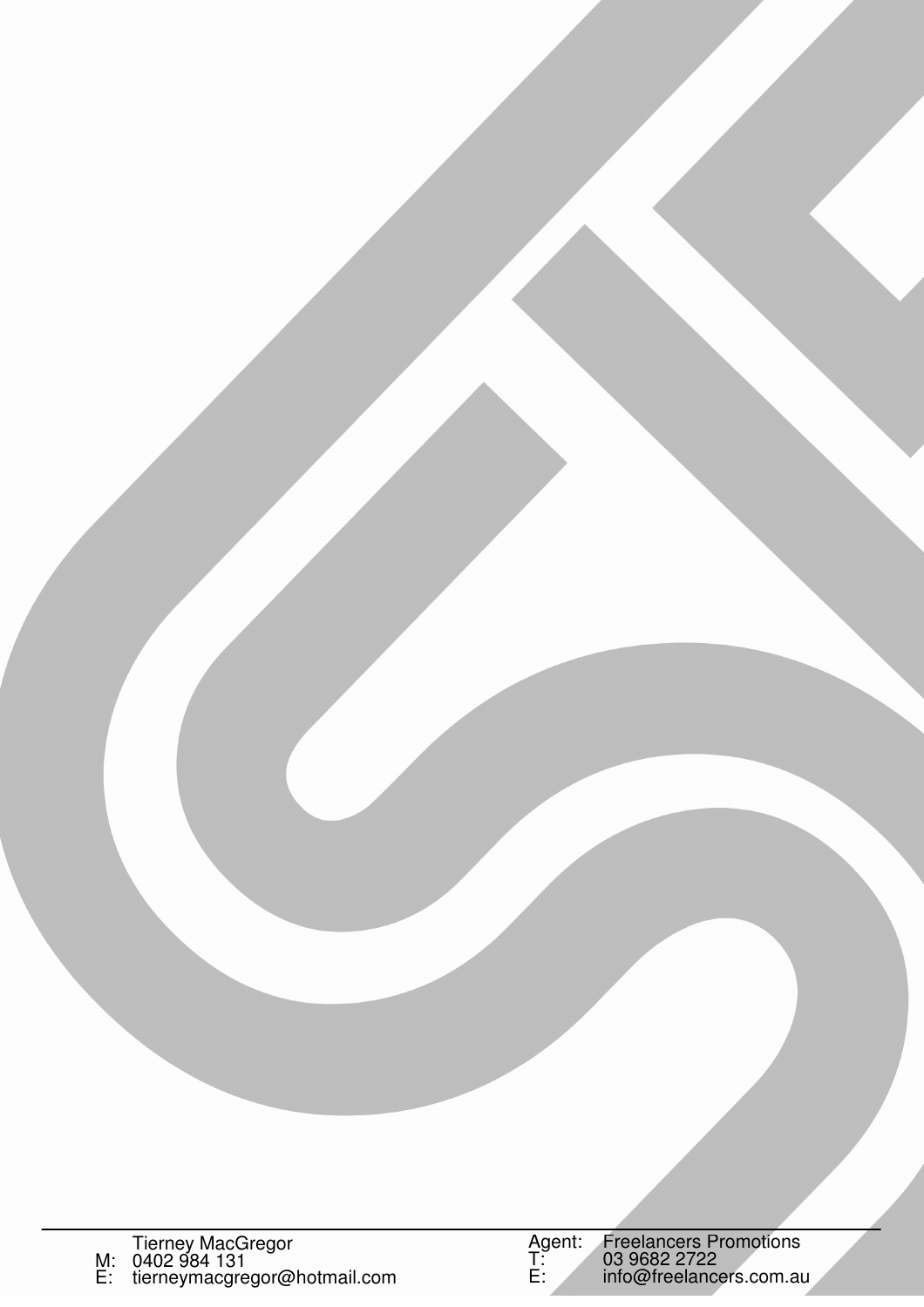Tierney MacGregor
M: 0402 984 131
E: tierneymacgregor@hotmail.com

Agent: Freelancers Promotions
T: 03 9682 2722
E: info@freelancers.com.au